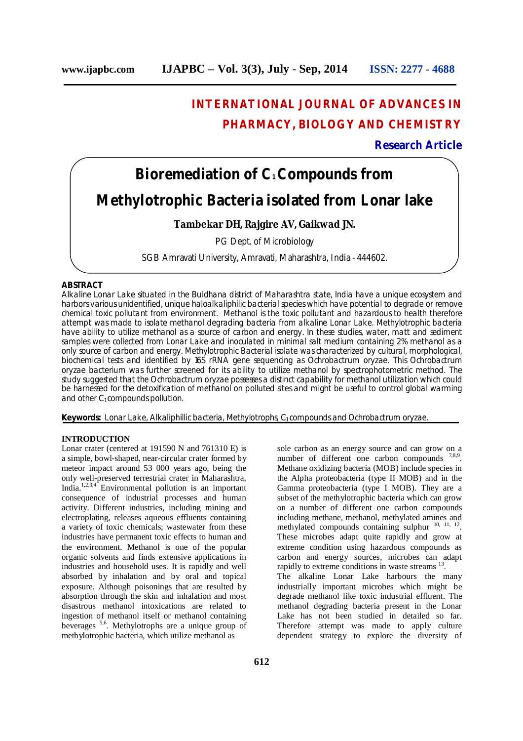# INTERNATIONAL JOURNAL OF ADVANCES IN PHARMACY, BIOLOGY AND CHEMISTRY

**Research Article**

# Bioremediation of $C_1$ Compounds from Methylotrophic Bacteria isolated from Lonar lake

**Tambekar DH, Rajgire AV, Gaikwad JN.**

PG Dept. of Microbiology

SGB Amravati University, Amravati, Maharashtra, India - 444602.

## ABSTRACT

Alkaline Lonar Lake situated in the Buldhana district of Maharashtra state, India have a unique ecosystem and harbors various unidentified, unique haloalkaliphilic bacterial species which have potential to degrade or remove chemical toxic pollutant from environment. Methanol is the toxic pollutant and hazardous to health therefore attempt was made to isolate methanol degrading bacteria from alkaline Lonar Lake. Methylotrophic bacteria have ability to utilize methanol as a source of carbon and energy. In these studies, water, matt and sediment samples were collected from Lonar Lake and inoculated in minimal salt medium containing 2% methanol as a only source of carbon and energy. Methylotrophic Bacterial isolate was characterized by cultural, morphological, biochemical tests and identified by 16S rRNA gene sequencing as Ochrobactrum oryzae. This Ochrobactrum oryzae bacterium was further screened for its ability to utilize methanol by spectrophotometric method. The study suggested that the Ochrobactrum oryzae possesses a distinct capability for methanol utilization which could be harnessed for the detoxification of methanol on polluted sites and might be useful to control global warming and other $C_1$ compounds pollution.

**Keywords:** Lonar Lake, Alkaliphillic bacteria, Methylotrophs, $C_1$ compounds and Ochrobactrum oryzae.

## INTRODUCTION

Lonar crater (centered at 191590 N and 761310 E) is a simple, bowl-shaped, near-circular crater formed by meteor impact around 53 000 years ago, being the only well-preserved terrestrial crater in Maharashtra, India.[1,2,3,4] Environmental pollution is an important consequence of industrial processes and human activity. Different industries, including mining and electroplating, releases aqueous effluents containing a variety of toxic chemicals; wastewater from these industries have permanent toxic effects to human and the environment. Methanol is one of the popular organic solvents and finds extensive applications in industries and household uses. It is rapidly and well absorbed by inhalation and by oral and topical exposure. Although poisonings that are resulted by absorption through the skin and inhalation and most disastrous methanol intoxications are related to ingestion of methanol itself or methanol containing beverages [5,6]. Methylotrophs are a unique group of methylotrophic bacteria, which utilize methanol as sole carbon as an energy source and can grow on a number of different one carbon compounds [7,8,9]. Methane oxidizing bacteria (MOB) include species in the Alpha proteobacteria (type II MOB) and in the Gamma proteobacteria (type I MOB). They are a subset of the methylotrophic bacteria which can grow on a number of different one carbon compounds including methane, methanol, methylated amines and methylated compounds containing sulphur [10, 11, 12]. These microbes adapt quite rapidly and grow at extreme condition using hazardous compounds as carbon and energy sources, microbes can adapt rapidly to extreme conditions in waste streams [13].

The alkaline Lonar Lake harbours the many industrially important microbes which might be degrade methanol like toxic industrial effluent. The methanol degrading bacteria present in the Lonar Lake has not been studied in detailed so far. Therefore attempt was made to apply culture dependent strategy to explore the diversity of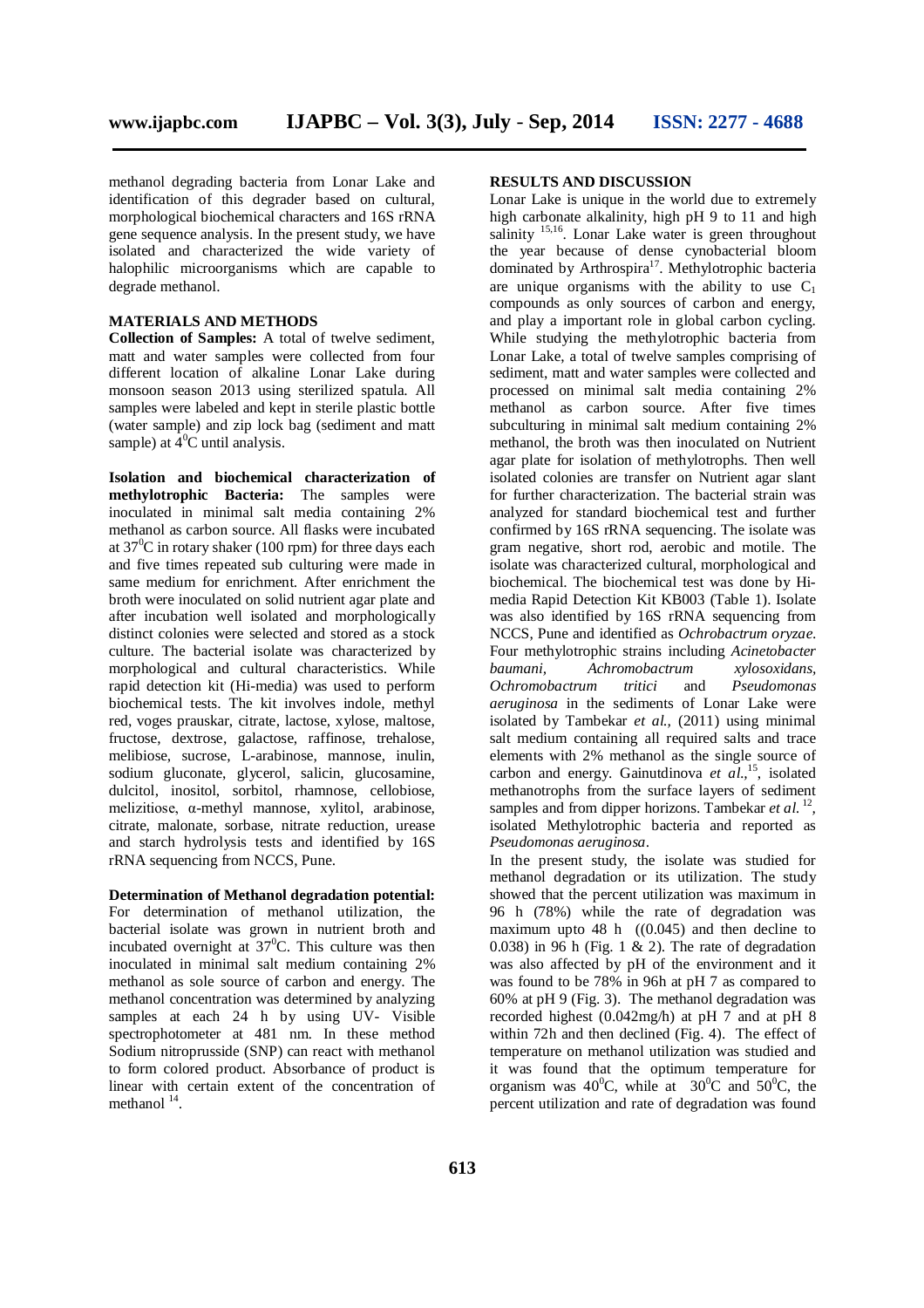methanol degrading bacteria from Lonar Lake and identification of this degrader based on cultural, morphological biochemical characters and 16S rRNA gene sequence analysis. In the present study, we have isolated and characterized the wide variety of halophilic microorganisms which are capable to degrade methanol.

## MATERIALS AND METHODS

**Collection of Samples:** A total of twelve sediment, matt and water samples were collected from four different location of alkaline Lonar Lake during monsoon season 2013 using sterilized spatula. All samples were labeled and kept in sterile plastic bottle (water sample) and zip lock bag (sediment and matt sample) at $4^0$C until analysis.

**Isolation and biochemical characterization of methylotrophic Bacteria:** The samples were inoculated in minimal salt media containing 2% methanol as carbon source. All flasks were incubated at $37^0$C in rotary shaker (100 rpm) for three days each and five times repeated sub culturing were made in same medium for enrichment. After enrichment the broth were inoculated on solid nutrient agar plate and after incubation well isolated and morphologically distinct colonies were selected and stored as a stock culture. The bacterial isolate was characterized by morphological and cultural characteristics. While rapid detection kit (Hi-media) was used to perform biochemical tests. The kit involves indole, methyl red, voges prauskar, citrate, lactose, xylose, maltose, fructose, dextrose, galactose, raffinose, trehalose, melibiose, sucrose, L-arabinose, mannose, inulin, sodium gluconate, glycerol, salicin, glucosamine, dulcitol, inositol, sorbitol, rhamnose, cellobiose, melizitiose, α-methyl mannose, xylitol, arabinose, citrate, malonate, sorbase, nitrate reduction, urease and starch hydrolysis tests and identified by 16S rRNA sequencing from NCCS, Pune.

**Determination of Methanol degradation potential:** For determination of methanol utilization, the bacterial isolate was grown in nutrient broth and incubated overnight at $37^0$C. This culture was then inoculated in minimal salt medium containing 2% methanol as sole source of carbon and energy. The methanol concentration was determined by analyzing samples at each 24 h by using UV- Visible spectrophotometer at 481 nm. In these method Sodium nitroprusside (SNP) can react with methanol to form colored product. Absorbance of product is linear with certain extent of the concentration of methanol [14].

## RESULTS AND DISCUSSION

Lonar Lake is unique in the world due to extremely high carbonate alkalinity, high pH 9 to 11 and high salinity [15,16]. Lonar Lake water is green throughout the year because of dense cynobacterial bloom dominated by Arthrospira[17]. Methylotrophic bacteria are unique organisms with the ability to use $C_1$ compounds as only sources of carbon and energy, and play a important role in global carbon cycling. While studying the methylotrophic bacteria from Lonar Lake, a total of twelve samples comprising of sediment, matt and water samples were collected and processed on minimal salt media containing 2% methanol as carbon source. After five times subculturing in minimal salt medium containing 2% methanol, the broth was then inoculated on Nutrient agar plate for isolation of methylotrophs. Then well isolated colonies are transfer on Nutrient agar slant for further characterization. The bacterial strain was analyzed for standard biochemical test and further confirmed by 16S rRNA sequencing. The isolate was gram negative, short rod, aerobic and motile. The isolate was characterized cultural, morphological and biochemical. The biochemical test was done by Hi-media Rapid Detection Kit KB003 (Table 1). Isolate was also identified by 16S rRNA sequencing from NCCS, Pune and identified as *Ochrobactrum oryzae.* Four methylotrophic strains including *Acinetobacter baumani, Achromobactrum xylosoxidans, Ochromobactrum tritici* and *Pseudomonas aeruginosa* in the sediments of Lonar Lake were isolated by Tambekar *et al.,* (2011) using minimal salt medium containing all required salts and trace elements with 2% methanol as the single source of carbon and energy. Gainutdinova *et al.,*[15], isolated methanotrophs from the surface layers of sediment samples and from dipper horizons. Tambekar *et al.* [12], isolated Methylotrophic bacteria and reported as *Pseudomonas aeruginosa*.

In the present study, the isolate was studied for methanol degradation or its utilization. The study showed that the percent utilization was maximum in 96 h (78%) while the rate of degradation was maximum upto 48 h ((0.045) and then decline to 0.038) in 96 h (Fig. 1 & 2). The rate of degradation was also affected by pH of the environment and it was found to be 78% in 96h at pH 7 as compared to 60% at pH 9 (Fig. 3). The methanol degradation was recorded highest (0.042mg/h) at pH 7 and at pH 8 within 72h and then declined (Fig. 4). The effect of temperature on methanol utilization was studied and it was found that the optimum temperature for organism was $40^0$C, while at $30^0$C and $50^0$C, the percent utilization and rate of degradation was found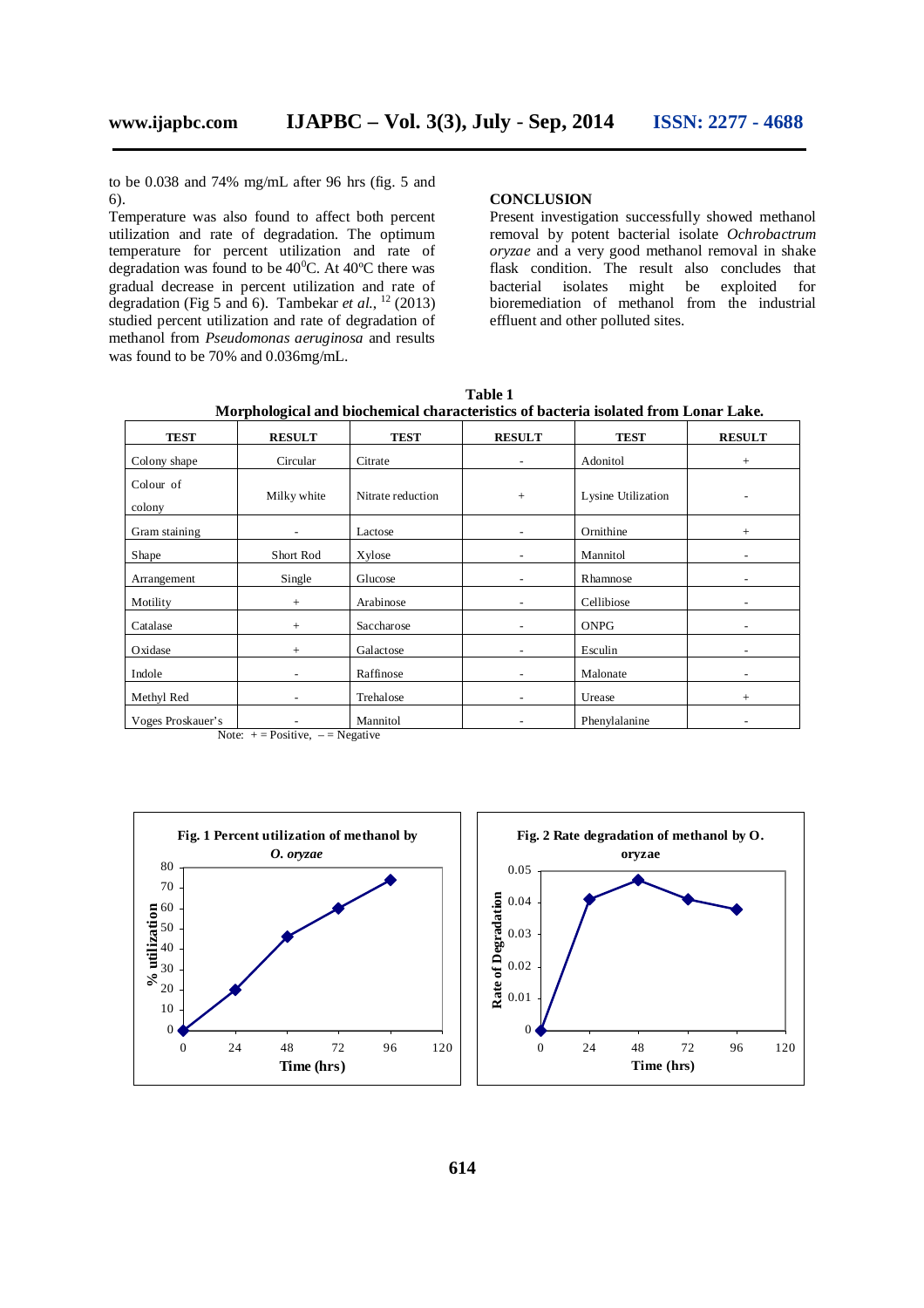to be 0.038 and 74% mg/mL after 96 hrs (fig. 5 and 6).

Temperature was also found to affect both percent utilization and rate of degradation. The optimum temperature for percent utilization and rate of degradation was found to be $40^0$C. At 40ºC there was gradual decrease in percent utilization and rate of degradation (Fig 5 and 6). Tambekar *et al.*, [12] (2013) studied percent utilization and rate of degradation of methanol from *Pseudomonas aeruginosa* and results was found to be 70% and 0.036mg/mL.

## CONCLUSION

Present investigation successfully showed methanol removal by potent bacterial isolate *Ochrobactrum oryzae* and a very good methanol removal in shake flask condition. The result also concludes that bacterial isolates might be exploited for bioremediation of methanol from the industrial effluent and other polluted sites.

**Table 1**
**Morphological and biochemical characteristics of bacteria isolated from Lonar Lake.**

| TEST | RESULT | TEST | RESULT | TEST | RESULT |
|---|---|---|---|---|---|
| Colony shape | Circular | Citrate | - | Adonitol | + |
| Colour of colony | Milky white | Nitrate reduction | + | Lysine Utilization | - |
| Gram staining | - | Lactose | - | Ornithine | + |
| Shape | Short Rod | Xylose | - | Mannitol | - |
| Arrangement | Single | Glucose | - | Rhamnose | - |
| Motility | + | Arabinose | - | Cellibiose | - |
| Catalase | + | Saccharose | - | ONPG | - |
| Oxidase | + | Galactose | - | Esculin | - |
| Indole | - | Raffinose | - | Malonate | - |
| Methyl Red | - | Trehalose | - | Urease | + |
| Voges Proskauer's | - | Mannitol | - | Phenylalanine | - |

Note: + = Positive, – = Negative

**Fig. 1 Percent utilization of methanol by *O. oryzae***

**Fig. 2 Rate degradation of methanol by O. oryzae**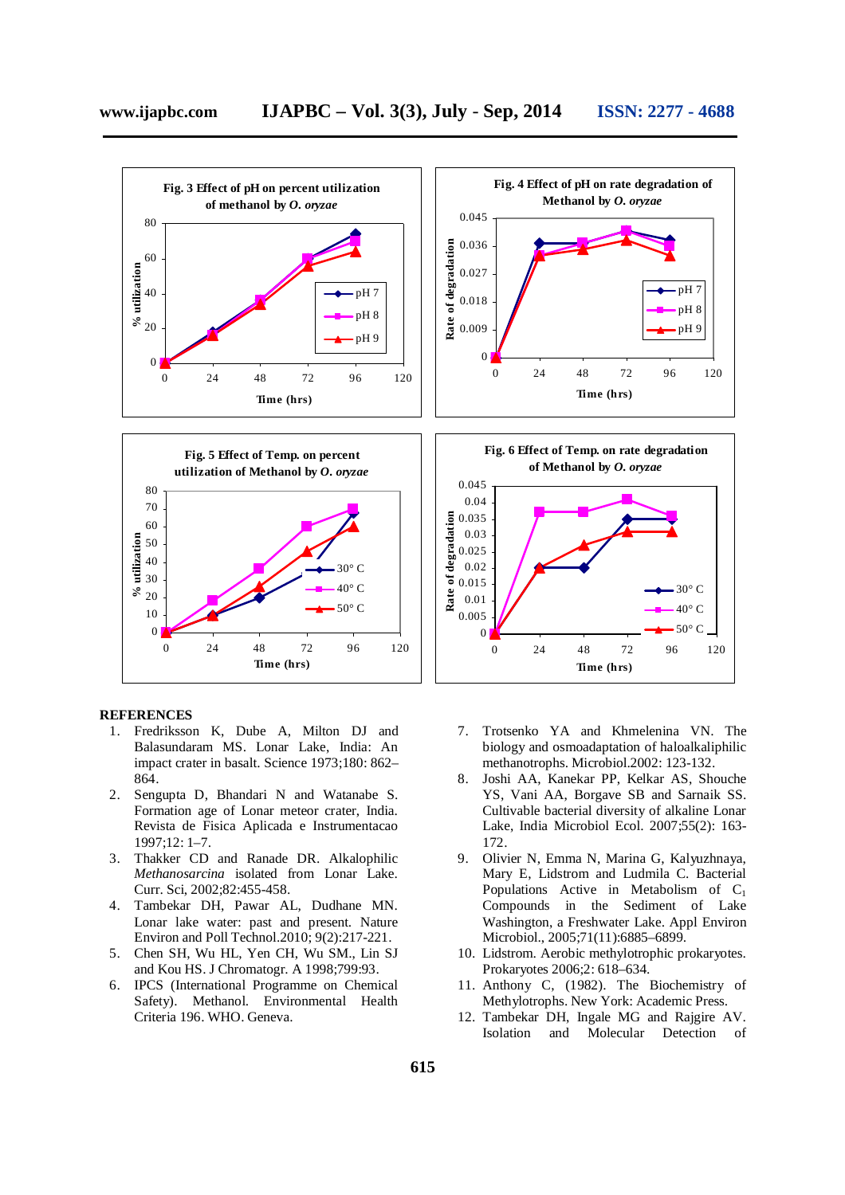Fig. 3 Effect of pH on percent utilization of methanol by *O. oryzae*

Fig. 4 Effect of pH on rate degradation of Methanol by *O. oryzae*

Fig. 5 Effect of Temp. on percent utilization of Methanol by *O. oryzae*

Fig. 6 Effect of Temp. on rate degradation of Methanol by *O. oryzae*

## REFERENCES

1. Fredriksson K, Dube A, Milton DJ and Balasundaram MS. Lonar Lake, India: An impact crater in basalt. Science 1973;180: 862–864.
2. Sengupta D, Bhandari N and Watanabe S. Formation age of Lonar meteor crater, India. Revista de Fisica Aplicada e Instrumentacao 1997;12: 1–7.
3. Thakker CD and Ranade DR. Alkalophilic *Methanosarcina* isolated from Lonar Lake. Curr. Sci, 2002;82:455-458.
4. Tambekar DH, Pawar AL, Dudhane MN. Lonar lake water: past and present. Nature Environ and Poll Technol.2010; 9(2):217-221.
5. Chen SH, Wu HL, Yen CH, Wu SM., Lin SJ and Kou HS. J Chromatogr. A 1998;799:93.
6. IPCS (International Programme on Chemical Safety). Methanol. Environmental Health Criteria 196. WHO. Geneva.
7. Trotsenko YA and Khmelenina VN. The biology and osmoadaptation of haloalkaliphilic methanotrophs. Microbiol.2002: 123-132.
8. Joshi AA, Kanekar PP, Kelkar AS, Shouche YS, Vani AA, Borgave SB and Sarnaik SS. Cultivable bacterial diversity of alkaline Lonar Lake, India Microbiol Ecol. 2007;55(2): 163-172.
9. Olivier N, Emma N, Marina G, Kalyuzhnaya, Mary E, Lidstrom and Ludmila C. Bacterial Populations Active in Metabolism of $C_1$ Compounds in the Sediment of Lake Washington, a Freshwater Lake. Appl Environ Microbiol., 2005;71(11):6885–6899.
10. Lidstrom. Aerobic methylotrophic prokaryotes. Prokaryotes 2006;2: 618–634.
11. Anthony C, (1982). The Biochemistry of Methylotrophs. New York: Academic Press.
12. Tambekar DH, Ingale MG and Rajgire AV. Isolation and Molecular Detection of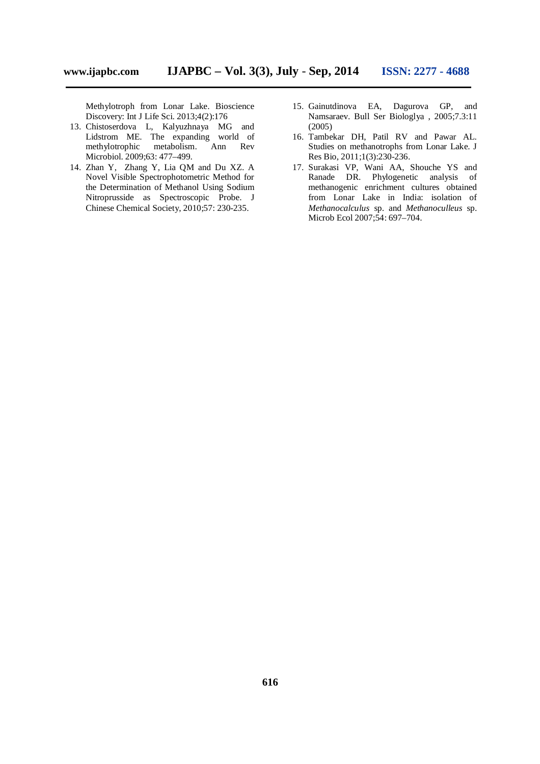Methylotroph from Lonar Lake. Bioscience Discovery: Int J Life Sci. 2013;4(2):176

13. Chistoserdova L, Kalyuzhnaya MG and Lidstrom ME. The expanding world of methylotrophic metabolism. Ann Rev Microbiol. 2009;63: 477–499.
14. Zhan Y, Zhang Y, Lia QM and Du XZ. A Novel Visible Spectrophotometric Method for the Determination of Methanol Using Sodium Nitroprusside as Spectroscopic Probe. J Chinese Chemical Society, 2010;57: 230-235.
15. Gainutdinova EA, Dagurova GP, and Namsaraev. Bull Ser Biologlya , 2005;7.3:11 (2005)
16. Tambekar DH, Patil RV and Pawar AL. Studies on methanotrophs from Lonar Lake. J Res Bio, 2011;1(3):230-236.
17. Surakasi VP, Wani AA, Shouche YS and Ranade DR. Phylogenetic analysis of methanogenic enrichment cultures obtained from Lonar Lake in India: isolation of *Methanocalculus* sp. and *Methanoculleus* sp. Microb Ecol 2007;54: 697–704.